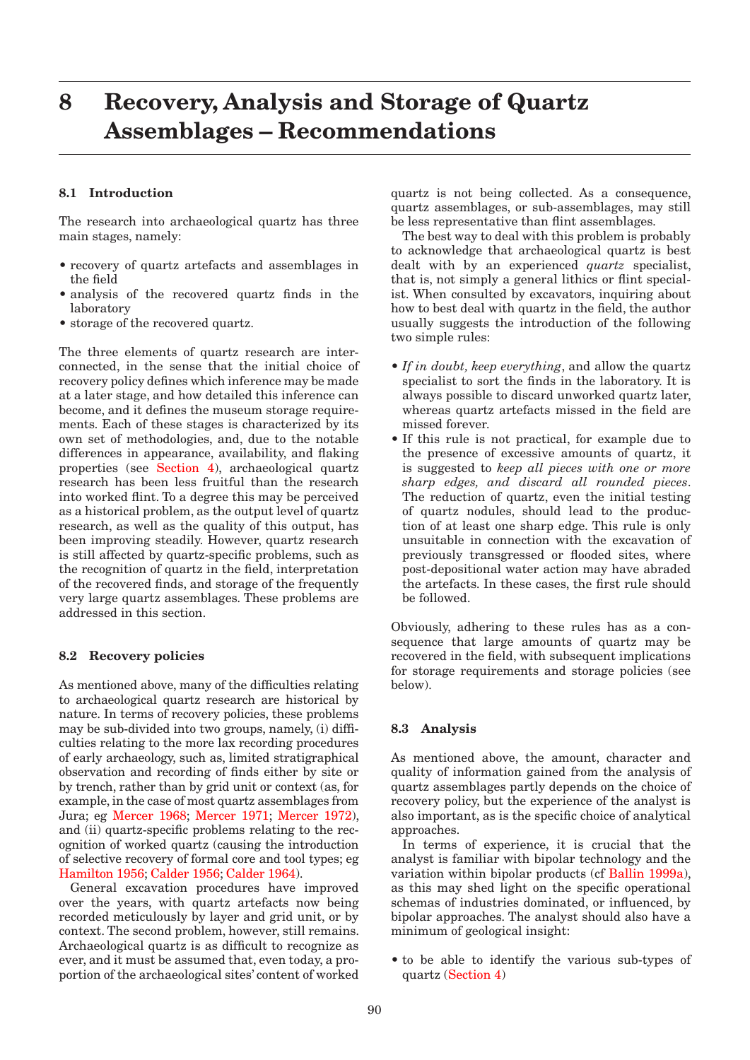# 8 Recovery, Analysis and Storage of Quartz Assemblages – Recommendations

## 8.1 Introduction

The research into archaeological quartz has three main stages, namely:

- recovery of quartz artefacts and assemblages in the field
- analysis of the recovered quartz finds in the laboratory
- storage of the recovered quartz.

The three elements of quartz research are interconnected, in the sense that the initial choice of recovery policy defines which inference may be made at a later stage, and how detailed this inference can become, and it defines the museum storage requirements. Each of these stages is characterized by its own set of methodologies, and, due to the notable differences in appearance, availability, and flaking properties (see Section 4), archaeological quartz research has been less fruitful than the research into worked flint. To a degree this may be perceived as a historical problem, as the output level of quartz research, as well as the quality of this output, has been improving steadily. However, quartz research is still affected by quartz-specific problems, such as the recognition of quartz in the field, interpretation of the recovered finds, and storage of the frequently very large quartz assemblages. These problems are addressed in this section.

## 8.2 Recovery policies

As mentioned above, many of the difficulties relating to archaeological quartz research are historical by nature. In terms of recovery policies, these problems may be sub-divided into two groups, namely, (i) difficulties relating to the more lax recording procedures of early archaeology, such as, limited stratigraphical observation and recording of finds either by site or by trench, rather than by grid unit or context (as, for example, in the case of most quartz assemblages from Jura; eg Mercer 1968; Mercer 1971; Mercer 1972), and (ii) quartz-specific problems relating to the recognition of worked quartz (causing the introduction of selective recovery of formal core and tool types; eg Hamilton 1956; Calder 1956; Calder 1964).

General excavation procedures have improved over the years, with quartz artefacts now being recorded meticulously by layer and grid unit, or by context. The second problem, however, still remains. Archaeological quartz is as difficult to recognize as ever, and it must be assumed that, even today, a proportion of the archaeological sites' content of worked quartz is not being collected. As a consequence, quartz assemblages, or sub-assemblages, may still be less representative than flint assemblages.

The best way to deal with this problem is probably to acknowledge that archaeological quartz is best dealt with by an experienced *quartz* specialist, that is, not simply a general lithics or flint specialist. When consulted by excavators, inquiring about how to best deal with quartz in the field, the author usually suggests the introduction of the following two simple rules:

- *If in doubt, keep everything*, and allow the quartz specialist to sort the finds in the laboratory. It is always possible to discard unworked quartz later, whereas quartz artefacts missed in the field are missed forever.
- If this rule is not practical, for example due to the presence of excessive amounts of quartz, it is suggested to *keep all pieces with one or more sharp edges, and discard all rounded pieces*. The reduction of quartz, even the initial testing of quartz nodules, should lead to the production of at least one sharp edge. This rule is only unsuitable in connection with the excavation of previously transgressed or flooded sites, where post-depositional water action may have abraded the artefacts. In these cases, the first rule should be followed.

Obviously, adhering to these rules has as a consequence that large amounts of quartz may be recovered in the field, with subsequent implications for storage requirements and storage policies (see below).

## 8.3 Analysis

As mentioned above, the amount, character and quality of information gained from the analysis of quartz assemblages partly depends on the choice of recovery policy, but the experience of the analyst is also important, as is the specific choice of analytical approaches.

In terms of experience, it is crucial that the analyst is familiar with bipolar technology and the variation within bipolar products (cf Ballin 1999a), as this may shed light on the specific operational schemas of industries dominated, or influenced, by bipolar approaches. The analyst should also have a minimum of geological insight:

- to be able to identify the various sub-types of quartz (Section 4)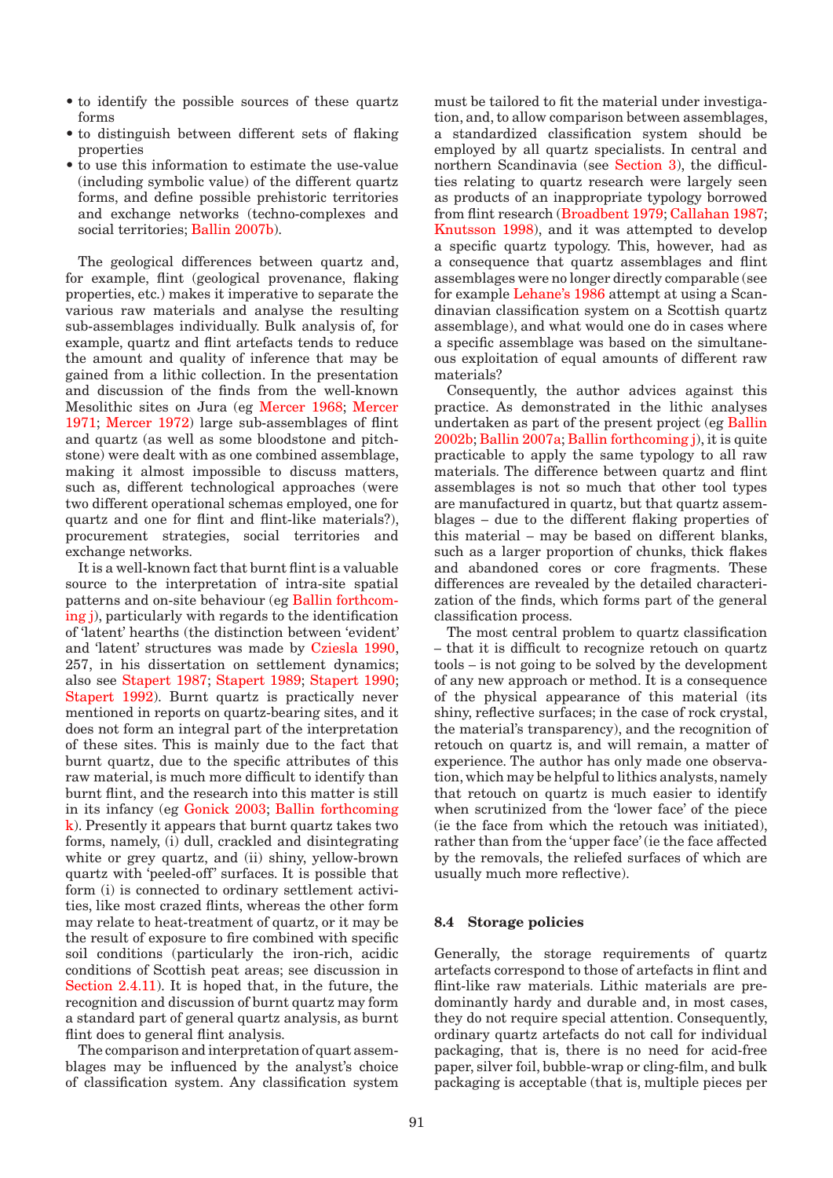- to identify the possible sources of these quartz forms
- to distinguish between different sets of flaking properties
- to use this information to estimate the use-value (including symbolic value) of the different quartz forms, and define possible prehistoric territories and exchange networks (techno-complexes and social territories; Ballin 2007b).

The geological differences between quartz and, for example, flint (geological provenance, flaking properties, etc.) makes it imperative to separate the various raw materials and analyse the resulting sub-assemblages individually. Bulk analysis of, for example, quartz and flint artefacts tends to reduce the amount and quality of inference that may be gained from a lithic collection. In the presentation and discussion of the finds from the well-known Mesolithic sites on Jura (eg Mercer 1968; Mercer 1971; Mercer 1972) large sub-assemblages of flint and quartz (as well as some bloodstone and pitchstone) were dealt with as one combined assemblage, making it almost impossible to discuss matters, such as, different technological approaches (were two different operational schemas employed, one for quartz and one for flint and flint-like materials?), procurement strategies, social territories and exchange networks.

It is a well-known fact that burnt flint is a valuable source to the interpretation of intra-site spatial patterns and on-site behaviour (eg Ballin forthcoming j), particularly with regards to the identification of 'latent' hearths (the distinction between 'evident' and 'latent' structures was made by Cziesla 1990, 257, in his dissertation on settlement dynamics; also see Stapert 1987; Stapert 1989; Stapert 1990; Stapert 1992). Burnt quartz is practically never mentioned in reports on quartz-bearing sites, and it does not form an integral part of the interpretation of these sites. This is mainly due to the fact that burnt quartz, due to the specific attributes of this raw material, is much more difficult to identify than burnt flint, and the research into this matter is still in its infancy (eg Gonick 2003; Ballin forthcoming k). Presently it appears that burnt quartz takes two forms, namely, (i) dull, crackled and disintegrating white or grey quartz, and (ii) shiny, yellow-brown quartz with 'peeled-off' surfaces. It is possible that form (i) is connected to ordinary settlement activities, like most crazed flints, whereas the other form may relate to heat-treatment of quartz, or it may be the result of exposure to fire combined with specific soil conditions (particularly the iron-rich, acidic conditions of Scottish peat areas; see discussion in Section 2.4.11). It is hoped that, in the future, the recognition and discussion of burnt quartz may form a standard part of general quartz analysis, as burnt flint does to general flint analysis.

The comparison and interpretation of quart assemblages may be influenced by the analyst's choice of classification system. Any classification system must be tailored to fit the material under investigation, and, to allow comparison between assemblages, a standardized classification system should be employed by all quartz specialists. In central and northern Scandinavia (see Section 3), the difficulties relating to quartz research were largely seen as products of an inappropriate typology borrowed from flint research (Broadbent 1979; Callahan 1987; Knutsson 1998), and it was attempted to develop a specific quartz typology. This, however, had as a consequence that quartz assemblages and flint assemblages were no longer directly comparable (see for example Lehane's 1986 attempt at using a Scandinavian classification system on a Scottish quartz assemblage), and what would one do in cases where a specific assemblage was based on the simultaneous exploitation of equal amounts of different raw materials?

Consequently, the author advices against this practice. As demonstrated in the lithic analyses undertaken as part of the present project (eg Ballin 2002b; Ballin 2007a; Ballin forthcoming j), it is quite practicable to apply the same typology to all raw materials. The difference between quartz and flint assemblages is not so much that other tool types are manufactured in quartz, but that quartz assemblages – due to the different flaking properties of this material – may be based on different blanks, such as a larger proportion of chunks, thick flakes and abandoned cores or core fragments. These differences are revealed by the detailed characterization of the finds, which forms part of the general classification process.

The most central problem to quartz classification – that it is difficult to recognize retouch on quartz tools – is not going to be solved by the development of any new approach or method. It is a consequence of the physical appearance of this material (its shiny, reflective surfaces; in the case of rock crystal, the material's transparency), and the recognition of retouch on quartz is, and will remain, a matter of experience. The author has only made one observation, which may be helpful to lithics analysts, namely that retouch on quartz is much easier to identify when scrutinized from the 'lower face' of the piece (ie the face from which the retouch was initiated), rather than from the 'upper face' (ie the face affected by the removals, the reliefed surfaces of which are usually much more reflective).

### 8.4 Storage policies

Generally, the storage requirements of quartz artefacts correspond to those of artefacts in flint and flint-like raw materials. Lithic materials are predominantly hardy and durable and, in most cases, they do not require special attention. Consequently, ordinary quartz artefacts do not call for individual packaging, that is, there is no need for acid-free paper, silver foil, bubble-wrap or cling-film, and bulk packaging is acceptable (that is, multiple pieces per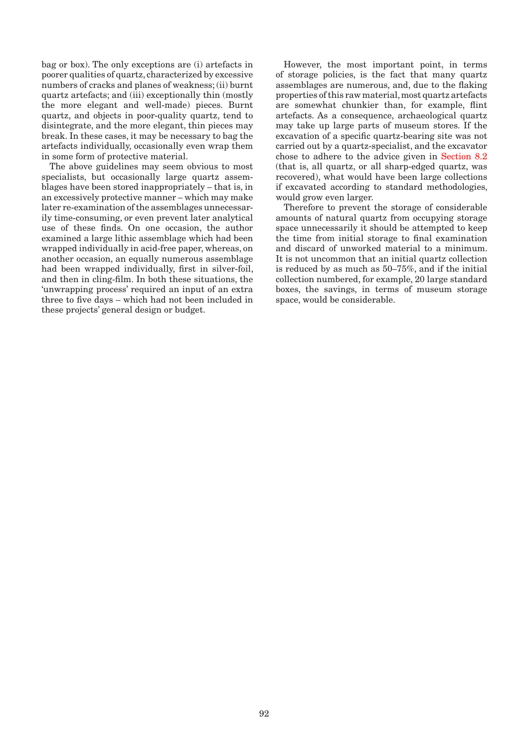bag or box). The only exceptions are (i) artefacts in poorer qualities of quartz, characterized by excessive numbers of cracks and planes of weakness; (ii) burnt quartz artefacts; and (iii) exceptionally thin (mostly the more elegant and well-made) pieces. Burnt quartz, and objects in poor-quality quartz, tend to disintegrate, and the more elegant, thin pieces may break. In these cases, it may be necessary to bag the artefacts individually, occasionally even wrap them in some form of protective material.

The above guidelines may seem obvious to most specialists, but occasionally large quartz assemblages have been stored inappropriately – that is, in an excessively protective manner – which may make later re-examination of the assemblages unnecessarily time-consuming, or even prevent later analytical use of these finds. On one occasion, the author examined a large lithic assemblage which had been wrapped individually in acid-free paper, whereas, on another occasion, an equally numerous assemblage had been wrapped individually, first in silver-foil, and then in cling-film. In both these situations, the 'unwrapping process' required an input of an extra three to five days – which had not been included in these projects' general design or budget.

However, the most important point, in terms of storage policies, is the fact that many quartz assemblages are numerous, and, due to the flaking properties of this raw material, most quartz artefacts are somewhat chunkier than, for example, flint artefacts. As a consequence, archaeological quartz may take up large parts of museum stores. If the excavation of a specific quartz-bearing site was not carried out by a quartz-specialist, and the excavator chose to adhere to the advice given in Section 8.2 (that is, all quartz, or all sharp-edged quartz, was recovered), what would have been large collections if excavated according to standard methodologies, would grow even larger.

Therefore to prevent the storage of considerable amounts of natural quartz from occupying storage space unnecessarily it should be attempted to keep the time from initial storage to final examination and discard of unworked material to a minimum. It is not uncommon that an initial quartz collection is reduced by as much as 50–75%, and if the initial collection numbered, for example, 20 large standard boxes, the savings, in terms of museum storage space, would be considerable.